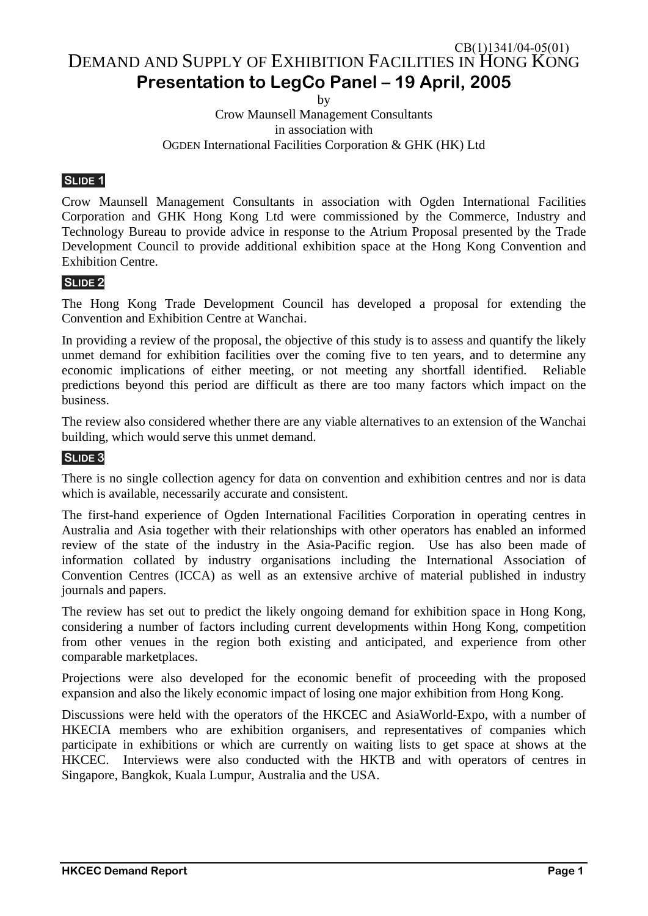CB(1)1341/04-05(01)

# DEMAND AND SUPPLY OF EXHIBITION FACILITIES IN HONG KONG

## Presentation to LegCo Panel – 19 April, 2005

by

Crow Maunsell Management Consultants
in association with
OGDEN International Facilities Corporation & GHK (HK) Ltd

**SLIDE 1**

Crow Maunsell Management Consultants in association with Ogden International Facilities Corporation and GHK Hong Kong Ltd were commissioned by the Commerce, Industry and Technology Bureau to provide advice in response to the Atrium Proposal presented by the Trade Development Council to provide additional exhibition space at the Hong Kong Convention and Exhibition Centre.

**SLIDE 2**

The Hong Kong Trade Development Council has developed a proposal for extending the Convention and Exhibition Centre at Wanchai.

In providing a review of the proposal, the objective of this study is to assess and quantify the likely unmet demand for exhibition facilities over the coming five to ten years, and to determine any economic implications of either meeting, or not meeting any shortfall identified. Reliable predictions beyond this period are difficult as there are too many factors which impact on the business.

The review also considered whether there are any viable alternatives to an extension of the Wanchai building, which would serve this unmet demand.

**SLIDE 3**

There is no single collection agency for data on convention and exhibition centres and nor is data which is available, necessarily accurate and consistent.

The first-hand experience of Ogden International Facilities Corporation in operating centres in Australia and Asia together with their relationships with other operators has enabled an informed review of the state of the industry in the Asia-Pacific region. Use has also been made of information collated by industry organisations including the International Association of Convention Centres (ICCA) as well as an extensive archive of material published in industry journals and papers.

The review has set out to predict the likely ongoing demand for exhibition space in Hong Kong, considering a number of factors including current developments within Hong Kong, competition from other venues in the region both existing and anticipated, and experience from other comparable marketplaces.

Projections were also developed for the economic benefit of proceeding with the proposed expansion and also the likely economic impact of losing one major exhibition from Hong Kong.

Discussions were held with the operators of the HKCEC and AsiaWorld-Expo, with a number of HKECIA members who are exhibition organisers, and representatives of companies which participate in exhibitions or which are currently on waiting lists to get space at shows at the HKCEC. Interviews were also conducted with the HKTB and with operators of centres in Singapore, Bangkok, Kuala Lumpur, Australia and the USA.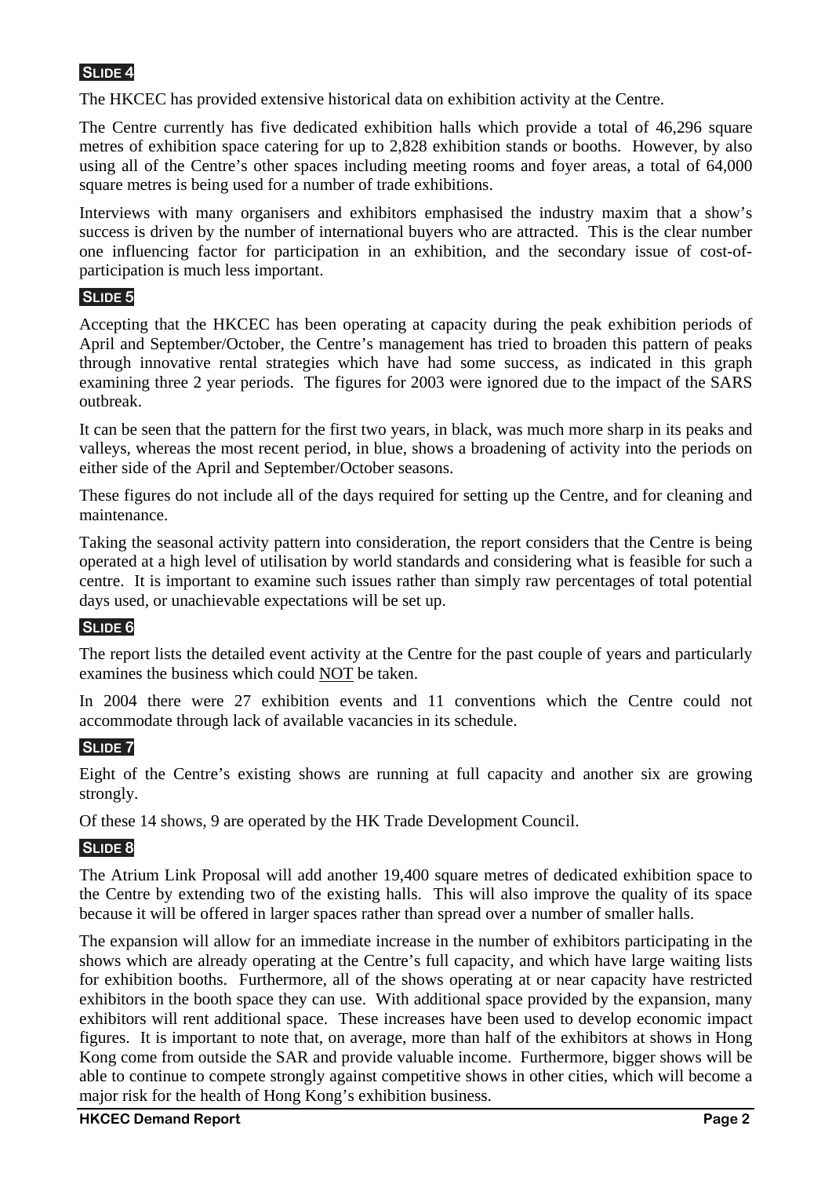**SLIDE 4**

The HKCEC has provided extensive historical data on exhibition activity at the Centre.

The Centre currently has five dedicated exhibition halls which provide a total of 46,296 square metres of exhibition space catering for up to 2,828 exhibition stands or booths. However, by also using all of the Centre's other spaces including meeting rooms and foyer areas, a total of 64,000 square metres is being used for a number of trade exhibitions.

Interviews with many organisers and exhibitors emphasised the industry maxim that a show's success is driven by the number of international buyers who are attracted. This is the clear number one influencing factor for participation in an exhibition, and the secondary issue of cost-of-participation is much less important.

**SLIDE 5**

Accepting that the HKCEC has been operating at capacity during the peak exhibition periods of April and September/October, the Centre's management has tried to broaden this pattern of peaks through innovative rental strategies which have had some success, as indicated in this graph examining three 2 year periods. The figures for 2003 were ignored due to the impact of the SARS outbreak.

It can be seen that the pattern for the first two years, in black, was much more sharp in its peaks and valleys, whereas the most recent period, in blue, shows a broadening of activity into the periods on either side of the April and September/October seasons.

These figures do not include all of the days required for setting up the Centre, and for cleaning and maintenance.

Taking the seasonal activity pattern into consideration, the report considers that the Centre is being operated at a high level of utilisation by world standards and considering what is feasible for such a centre. It is important to examine such issues rather than simply raw percentages of total potential days used, or unachievable expectations will be set up.

**SLIDE 6**

The report lists the detailed event activity at the Centre for the past couple of years and particularly examines the business which could NOT be taken.

In 2004 there were 27 exhibition events and 11 conventions which the Centre could not accommodate through lack of available vacancies in its schedule.

**SLIDE 7**

Eight of the Centre's existing shows are running at full capacity and another six are growing strongly.

Of these 14 shows, 9 are operated by the HK Trade Development Council.

**SLIDE 8**

The Atrium Link Proposal will add another 19,400 square metres of dedicated exhibition space to the Centre by extending two of the existing halls. This will also improve the quality of its space because it will be offered in larger spaces rather than spread over a number of smaller halls.

The expansion will allow for an immediate increase in the number of exhibitors participating in the shows which are already operating at the Centre's full capacity, and which have large waiting lists for exhibition booths. Furthermore, all of the shows operating at or near capacity have restricted exhibitors in the booth space they can use. With additional space provided by the expansion, many exhibitors will rent additional space. These increases have been used to develop economic impact figures. It is important to note that, on average, more than half of the exhibitors at shows in Hong Kong come from outside the SAR and provide valuable income. Furthermore, bigger shows will be able to continue to compete strongly against competitive shows in other cities, which will become a major risk for the health of Hong Kong's exhibition business.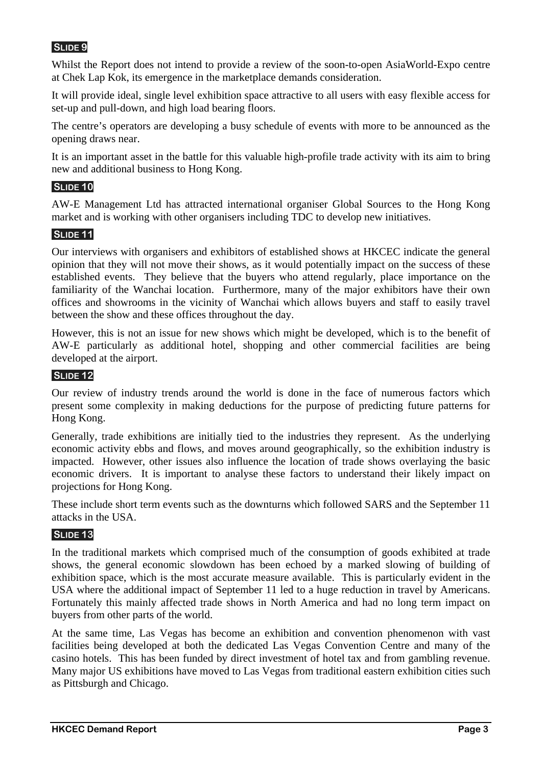**SLIDE 9**

Whilst the Report does not intend to provide a review of the soon-to-open AsiaWorld-Expo centre at Chek Lap Kok, its emergence in the marketplace demands consideration.

It will provide ideal, single level exhibition space attractive to all users with easy flexible access for set-up and pull-down, and high load bearing floors.

The centre's operators are developing a busy schedule of events with more to be announced as the opening draws near.

It is an important asset in the battle for this valuable high-profile trade activity with its aim to bring new and additional business to Hong Kong.

**SLIDE 10**

AW-E Management Ltd has attracted international organiser Global Sources to the Hong Kong market and is working with other organisers including TDC to develop new initiatives.

**SLIDE 11**

Our interviews with organisers and exhibitors of established shows at HKCEC indicate the general opinion that they will not move their shows, as it would potentially impact on the success of these established events. They believe that the buyers who attend regularly, place importance on the familiarity of the Wanchai location. Furthermore, many of the major exhibitors have their own offices and showrooms in the vicinity of Wanchai which allows buyers and staff to easily travel between the show and these offices throughout the day.

However, this is not an issue for new shows which might be developed, which is to the benefit of AW-E particularly as additional hotel, shopping and other commercial facilities are being developed at the airport.

**SLIDE 12**

Our review of industry trends around the world is done in the face of numerous factors which present some complexity in making deductions for the purpose of predicting future patterns for Hong Kong.

Generally, trade exhibitions are initially tied to the industries they represent. As the underlying economic activity ebbs and flows, and moves around geographically, so the exhibition industry is impacted. However, other issues also influence the location of trade shows overlaying the basic economic drivers. It is important to analyse these factors to understand their likely impact on projections for Hong Kong.

These include short term events such as the downturns which followed SARS and the September 11 attacks in the USA.

**SLIDE 13**

In the traditional markets which comprised much of the consumption of goods exhibited at trade shows, the general economic slowdown has been echoed by a marked slowing of building of exhibition space, which is the most accurate measure available. This is particularly evident in the USA where the additional impact of September 11 led to a huge reduction in travel by Americans. Fortunately this mainly affected trade shows in North America and had no long term impact on buyers from other parts of the world.

At the same time, Las Vegas has become an exhibition and convention phenomenon with vast facilities being developed at both the dedicated Las Vegas Convention Centre and many of the casino hotels. This has been funded by direct investment of hotel tax and from gambling revenue. Many major US exhibitions have moved to Las Vegas from traditional eastern exhibition cities such as Pittsburgh and Chicago.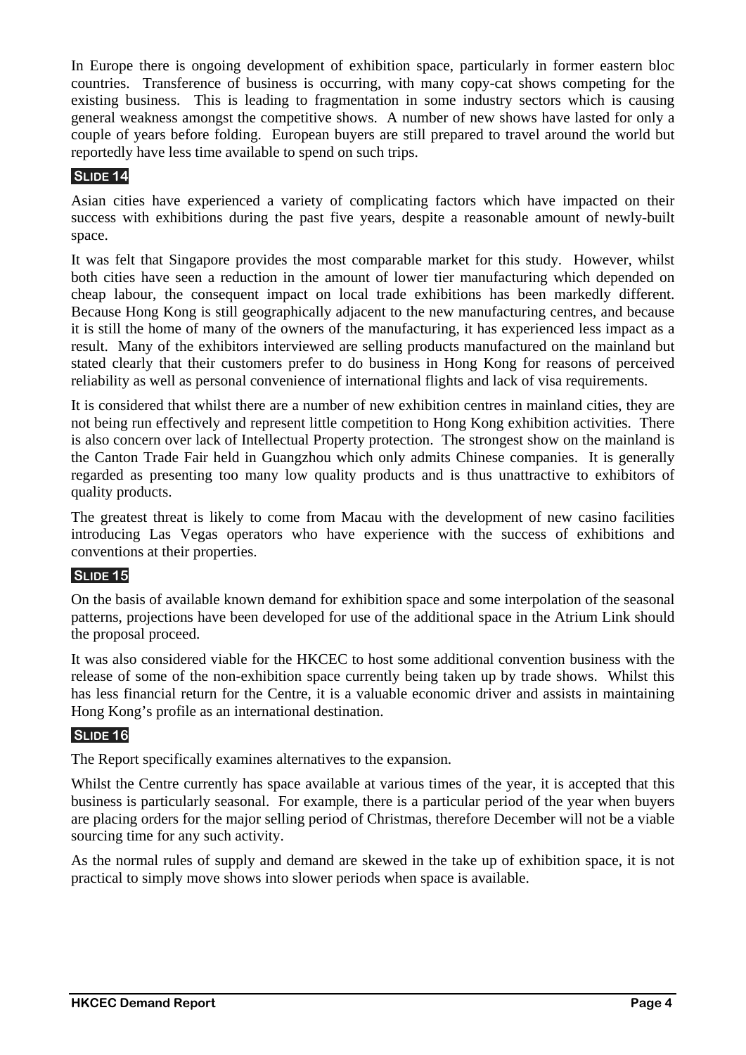In Europe there is ongoing development of exhibition space, particularly in former eastern bloc countries. Transference of business is occurring, with many copy-cat shows competing for the existing business. This is leading to fragmentation in some industry sectors which is causing general weakness amongst the competitive shows. A number of new shows have lasted for only a couple of years before folding. European buyers are still prepared to travel around the world but reportedly have less time available to spend on such trips.

**SLIDE 14**

Asian cities have experienced a variety of complicating factors which have impacted on their success with exhibitions during the past five years, despite a reasonable amount of newly-built space.

It was felt that Singapore provides the most comparable market for this study. However, whilst both cities have seen a reduction in the amount of lower tier manufacturing which depended on cheap labour, the consequent impact on local trade exhibitions has been markedly different. Because Hong Kong is still geographically adjacent to the new manufacturing centres, and because it is still the home of many of the owners of the manufacturing, it has experienced less impact as a result. Many of the exhibitors interviewed are selling products manufactured on the mainland but stated clearly that their customers prefer to do business in Hong Kong for reasons of perceived reliability as well as personal convenience of international flights and lack of visa requirements.

It is considered that whilst there are a number of new exhibition centres in mainland cities, they are not being run effectively and represent little competition to Hong Kong exhibition activities. There is also concern over lack of Intellectual Property protection. The strongest show on the mainland is the Canton Trade Fair held in Guangzhou which only admits Chinese companies. It is generally regarded as presenting too many low quality products and is thus unattractive to exhibitors of quality products.

The greatest threat is likely to come from Macau with the development of new casino facilities introducing Las Vegas operators who have experience with the success of exhibitions and conventions at their properties.

**SLIDE 15**

On the basis of available known demand for exhibition space and some interpolation of the seasonal patterns, projections have been developed for use of the additional space in the Atrium Link should the proposal proceed.

It was also considered viable for the HKCEC to host some additional convention business with the release of some of the non-exhibition space currently being taken up by trade shows. Whilst this has less financial return for the Centre, it is a valuable economic driver and assists in maintaining Hong Kong's profile as an international destination.

**SLIDE 16**

The Report specifically examines alternatives to the expansion.

Whilst the Centre currently has space available at various times of the year, it is accepted that this business is particularly seasonal. For example, there is a particular period of the year when buyers are placing orders for the major selling period of Christmas, therefore December will not be a viable sourcing time for any such activity.

As the normal rules of supply and demand are skewed in the take up of exhibition space, it is not practical to simply move shows into slower periods when space is available.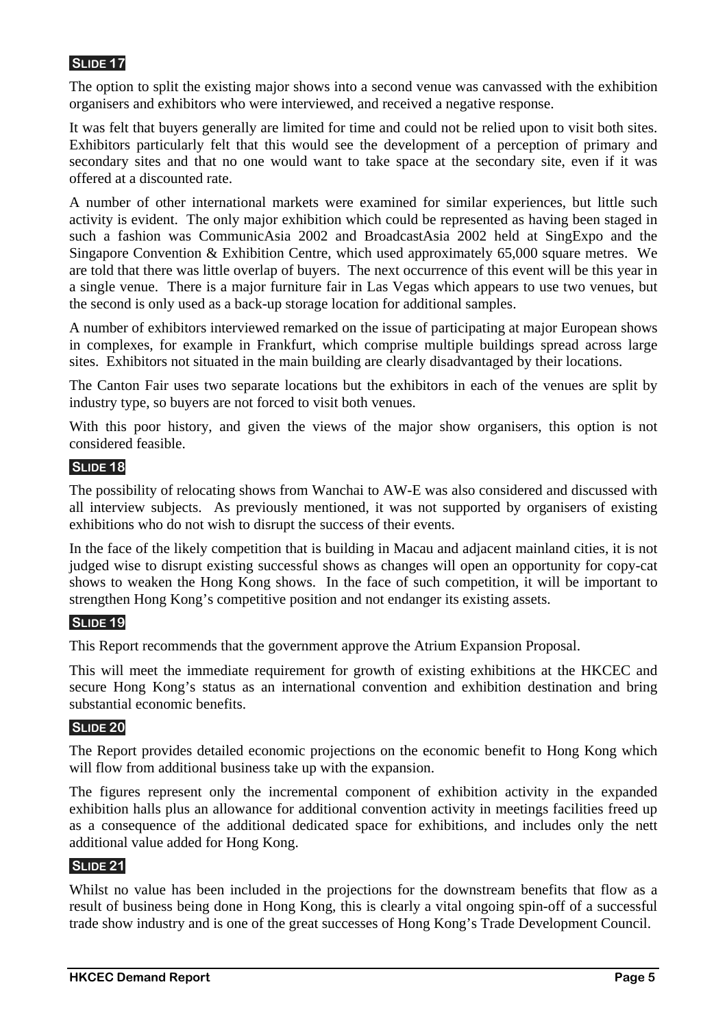**SLIDE 17**

The option to split the existing major shows into a second venue was canvassed with the exhibition organisers and exhibitors who were interviewed, and received a negative response.

It was felt that buyers generally are limited for time and could not be relied upon to visit both sites. Exhibitors particularly felt that this would see the development of a perception of primary and secondary sites and that no one would want to take space at the secondary site, even if it was offered at a discounted rate.

A number of other international markets were examined for similar experiences, but little such activity is evident. The only major exhibition which could be represented as having been staged in such a fashion was CommunicAsia 2002 and BroadcastAsia 2002 held at SingExpo and the Singapore Convention & Exhibition Centre, which used approximately 65,000 square metres. We are told that there was little overlap of buyers. The next occurrence of this event will be this year in a single venue. There is a major furniture fair in Las Vegas which appears to use two venues, but the second is only used as a back-up storage location for additional samples.

A number of exhibitors interviewed remarked on the issue of participating at major European shows in complexes, for example in Frankfurt, which comprise multiple buildings spread across large sites. Exhibitors not situated in the main building are clearly disadvantaged by their locations.

The Canton Fair uses two separate locations but the exhibitors in each of the venues are split by industry type, so buyers are not forced to visit both venues.

With this poor history, and given the views of the major show organisers, this option is not considered feasible.

**SLIDE 18**

The possibility of relocating shows from Wanchai to AW-E was also considered and discussed with all interview subjects. As previously mentioned, it was not supported by organisers of existing exhibitions who do not wish to disrupt the success of their events.

In the face of the likely competition that is building in Macau and adjacent mainland cities, it is not judged wise to disrupt existing successful shows as changes will open an opportunity for copy-cat shows to weaken the Hong Kong shows. In the face of such competition, it will be important to strengthen Hong Kong's competitive position and not endanger its existing assets.

**SLIDE 19**

This Report recommends that the government approve the Atrium Expansion Proposal.

This will meet the immediate requirement for growth of existing exhibitions at the HKCEC and secure Hong Kong's status as an international convention and exhibition destination and bring substantial economic benefits.

**SLIDE 20**

The Report provides detailed economic projections on the economic benefit to Hong Kong which will flow from additional business take up with the expansion.

The figures represent only the incremental component of exhibition activity in the expanded exhibition halls plus an allowance for additional convention activity in meetings facilities freed up as a consequence of the additional dedicated space for exhibitions, and includes only the nett additional value added for Hong Kong.

**SLIDE 21**

Whilst no value has been included in the projections for the downstream benefits that flow as a result of business being done in Hong Kong, this is clearly a vital ongoing spin-off of a successful trade show industry and is one of the great successes of Hong Kong's Trade Development Council.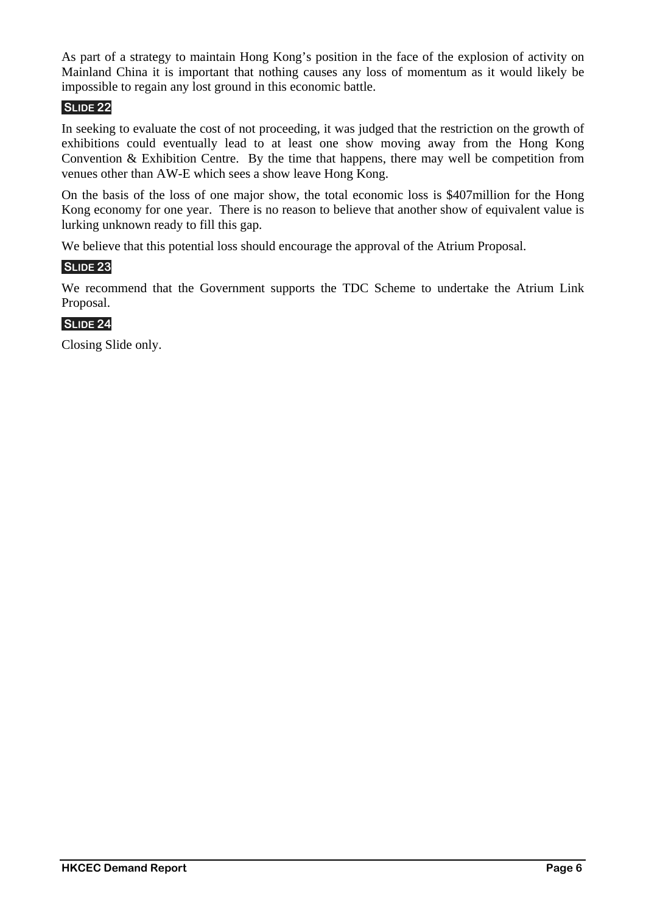As part of a strategy to maintain Hong Kong's position in the face of the explosion of activity on Mainland China it is important that nothing causes any loss of momentum as it would likely be impossible to regain any lost ground in this economic battle.

**SLIDE 22**

In seeking to evaluate the cost of not proceeding, it was judged that the restriction on the growth of exhibitions could eventually lead to at least one show moving away from the Hong Kong Convention & Exhibition Centre. By the time that happens, there may well be competition from venues other than AW-E which sees a show leave Hong Kong.

On the basis of the loss of one major show, the total economic loss is $407million for the Hong Kong economy for one year. There is no reason to believe that another show of equivalent value is lurking unknown ready to fill this gap.

We believe that this potential loss should encourage the approval of the Atrium Proposal.

**SLIDE 23**

We recommend that the Government supports the TDC Scheme to undertake the Atrium Link Proposal.

**SLIDE 24**

Closing Slide only.